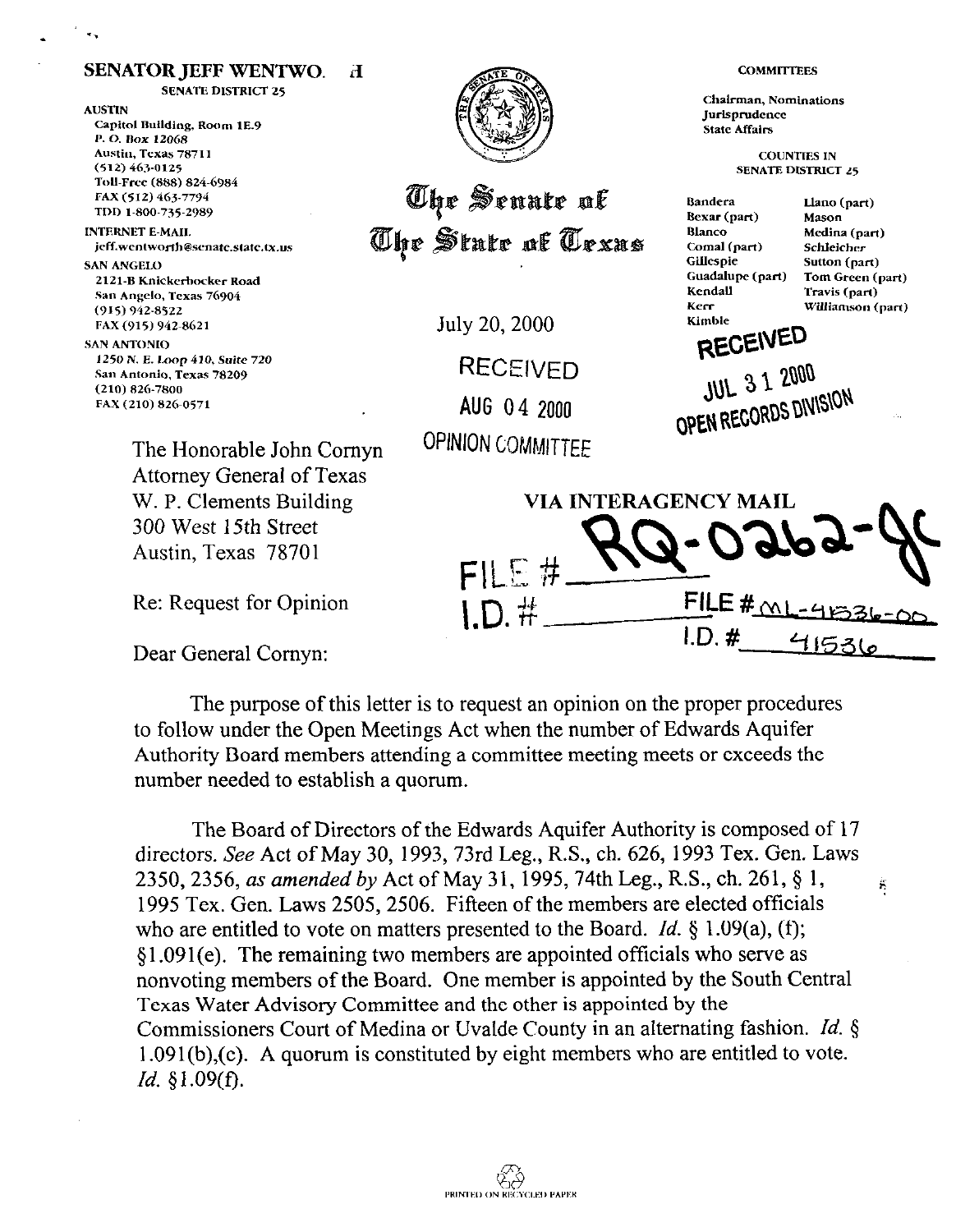**SENATOR JEFF WENTWO. H**

SENATE DISTRICT 25

AUSTIN
Capitol Building, Room 1E.9
P. O. Box 12068
Austin, Texas 78711
(512) 463-0125
Toll-Free (888) 824-6984
FAX (512) 463-7794
TDD 1-800-735-2989

INTERNET E-MAIL
jeff.wentworth@senate.state.tx.us

SAN ANGELO
2121-B Knickerbocker Road
San Angelo, Texas 76904
(915) 942-8522
FAX (915) 942-8621

SAN ANTONIO
1250 N. E. Loop 410, Suite 720
San Antonio, Texas 78209
(210) 826-7800
FAX (210) 826-0571

# The Senate of The State of Texas

COMMITTEES

Chairman, Nominations
Jurisprudence
State Affairs

COUNTIES IN SENATE DISTRICT 25

Bandera, Bexar (part), Blanco, Comal (part), Gillespie, Guadalupe (part), Kendall, Kerr, Kimble, Llano (part), Mason, Medina (part), Schleicher, Sutton (part), Tom Green (part), Travis (part), Williamson (part)

July 20, 2000

RECEIVED
AUG 04 2000
OPINION COMMITTEE

RECEIVED
JUL 31 2000
OPEN RECORDS DIVISION

The Honorable John Cornyn
Attorney General of Texas
W. P. Clements Building
300 West 15th Street
Austin, Texas 78701

VIA INTERAGENCY MAIL

FILE # RQ-0262-JC
I.D. #

FILE # ML-41536-00
I.D. # 41536

Re: Request for Opinion

Dear General Cornyn:

The purpose of this letter is to request an opinion on the proper procedures to follow under the Open Meetings Act when the number of Edwards Aquifer Authority Board members attending a committee meeting meets or exceeds the number needed to establish a quorum.

The Board of Directors of the Edwards Aquifer Authority is composed of 17 directors. *See* Act of May 30, 1993, 73rd Leg., R.S., ch. 626, 1993 Tex. Gen. Laws 2350, 2356, *as amended by* Act of May 31, 1995, 74th Leg., R.S., ch. 261, § 1, 1995 Tex. Gen. Laws 2505, 2506. Fifteen of the members are elected officials who are entitled to vote on matters presented to the Board. *Id.* § 1.09(a), (f); §1.091(e). The remaining two members are appointed officials who serve as nonvoting members of the Board. One member is appointed by the South Central Texas Water Advisory Committee and the other is appointed by the Commissioners Court of Medina or Uvalde County in an alternating fashion. *Id.* § 1.091(b),(c). A quorum is constituted by eight members who are entitled to vote. *Id.* §1.09(f).

PRINTED ON RECYCLED PAPER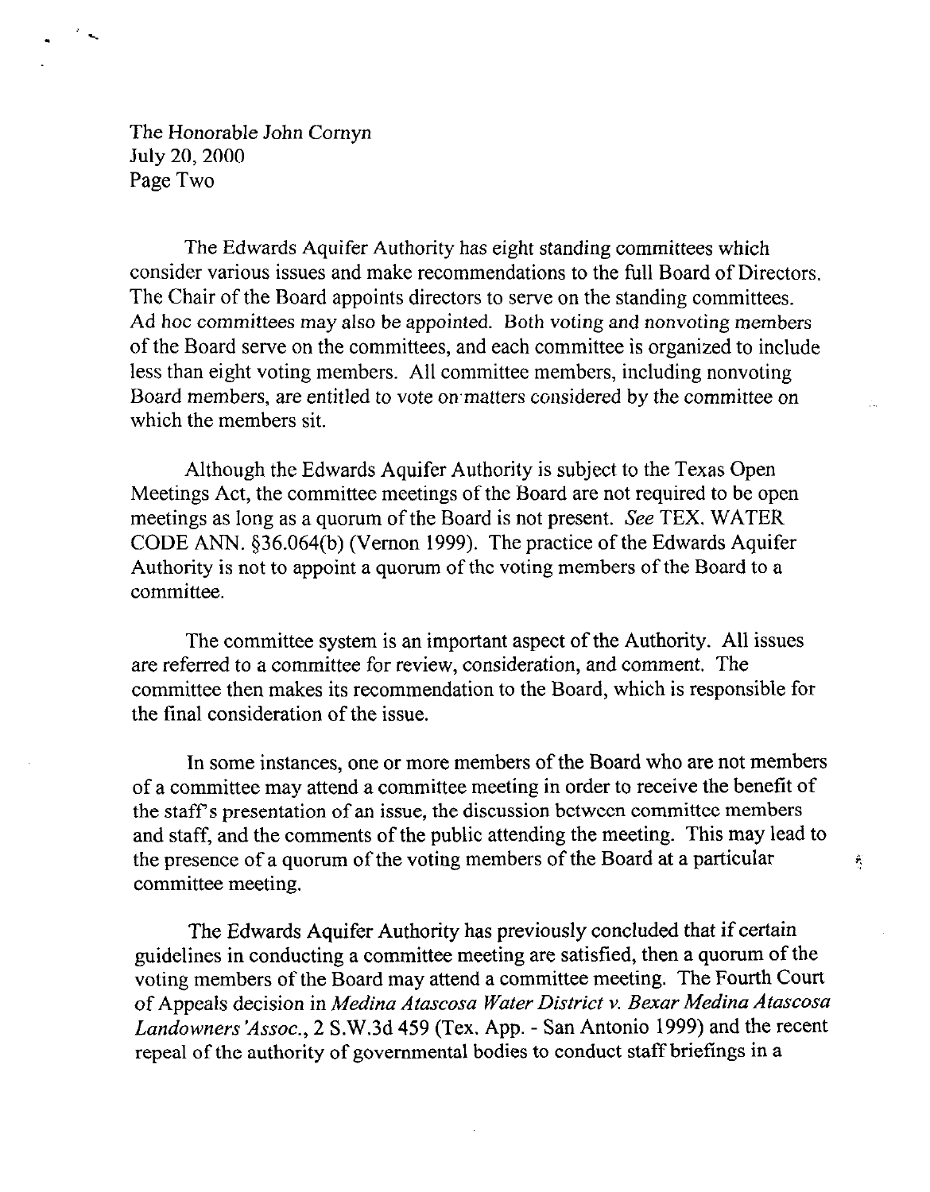The Honorable John Cornyn
July 20, 2000
Page Two

The Edwards Aquifer Authority has eight standing committees which consider various issues and make recommendations to the full Board of Directors. The Chair of the Board appoints directors to serve on the standing committees. Ad hoc committees may also be appointed. Both voting and nonvoting members of the Board serve on the committees, and each committee is organized to include less than eight voting members. All committee members, including nonvoting Board members, are entitled to vote on matters considered by the committee on which the members sit.

Although the Edwards Aquifer Authority is subject to the Texas Open Meetings Act, the committee meetings of the Board are not required to be open meetings as long as a quorum of the Board is not present. *See* TEX. WATER CODE ANN. §36.064(b) (Vernon 1999). The practice of the Edwards Aquifer Authority is not to appoint a quorum of the voting members of the Board to a committee.

The committee system is an important aspect of the Authority. All issues are referred to a committee for review, consideration, and comment. The committee then makes its recommendation to the Board, which is responsible for the final consideration of the issue.

In some instances, one or more members of the Board who are not members of a committee may attend a committee meeting in order to receive the benefit of the staff's presentation of an issue, the discussion between committee members and staff, and the comments of the public attending the meeting. This may lead to the presence of a quorum of the voting members of the Board at a particular committee meeting.

The Edwards Aquifer Authority has previously concluded that if certain guidelines in conducting a committee meeting are satisfied, then a quorum of the voting members of the Board may attend a committee meeting. The Fourth Court of Appeals decision in *Medina Atascosa Water District v. Bexar Medina Atascosa Landowners'Assoc.*, 2 S.W.3d 459 (Tex. App. - San Antonio 1999) and the recent repeal of the authority of governmental bodies to conduct staff briefings in a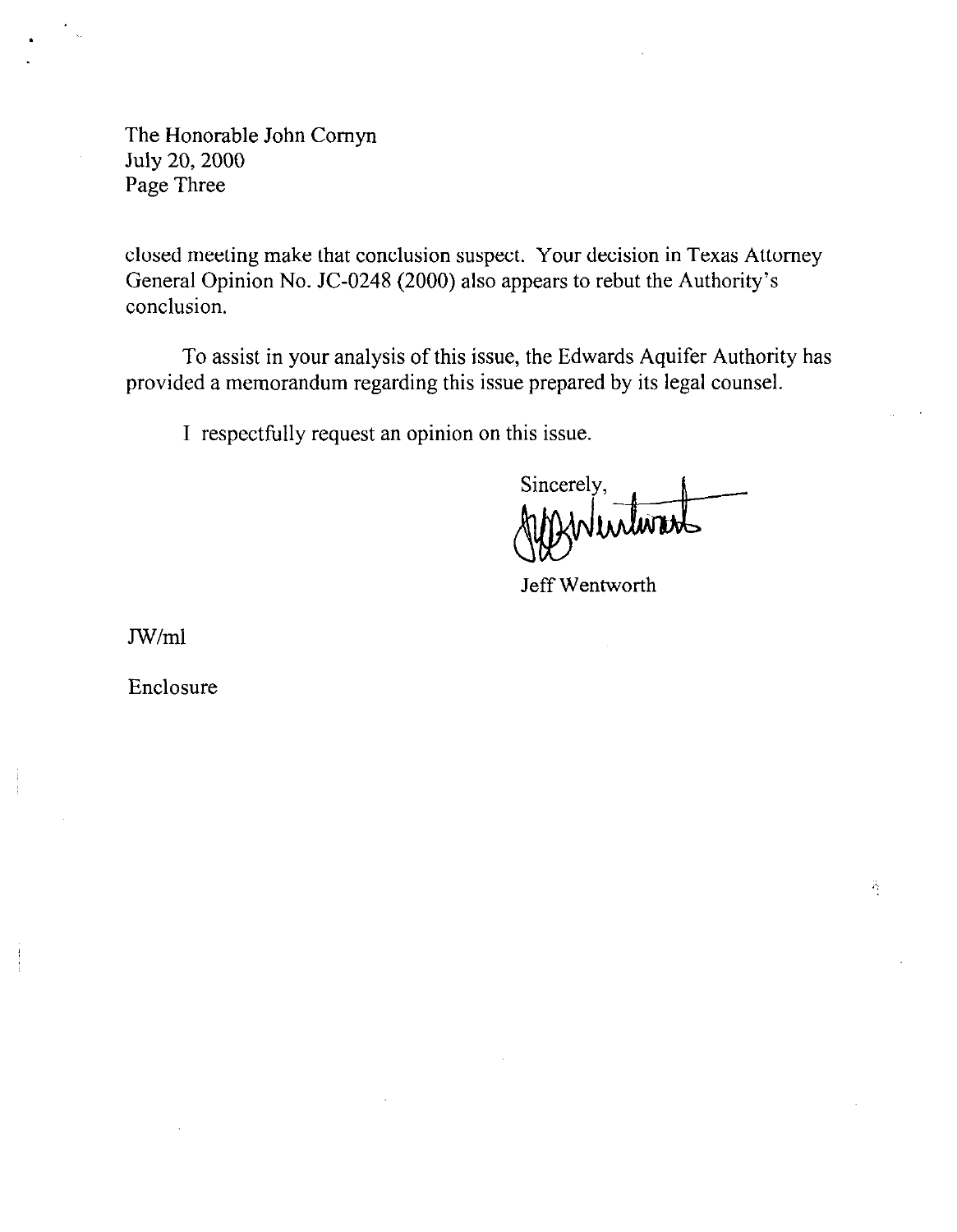The Honorable John Cornyn
July 20, 2000
Page Three

closed meeting make that conclusion suspect. Your decision in Texas Attorney General Opinion No. JC-0248 (2000) also appears to rebut the Authority's conclusion.

To assist in your analysis of this issue, the Edwards Aquifer Authority has provided a memorandum regarding this issue prepared by its legal counsel.

I respectfully request an opinion on this issue.

Sincerely,

Jeff Wentworth

JW/ml

Enclosure